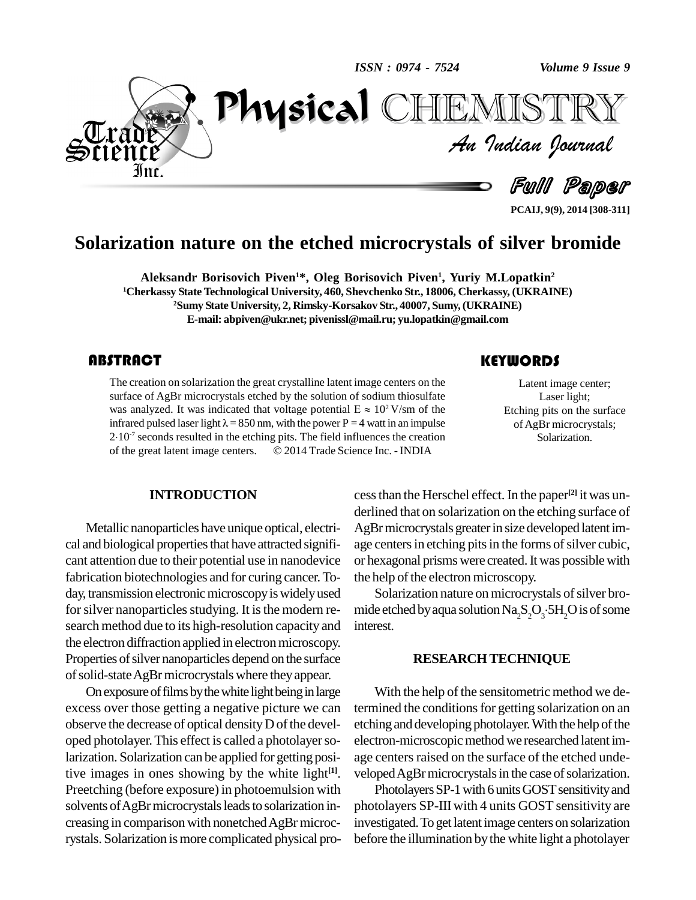# Solarization nature on the etched microcrystals of silver bromide

**Aleksandr Borisovich Piven[1]*, Oleg Borisovich Piven[1], Yuriy M.Lopatkin[2]**

[1]Cherkassy State Technological University, 460, Shevchenko Str., 18006, Cherkassy, (UKRAINE)

[2]Sumy State University, 2, Rimsky-Korsakov Str., 40007, Sumy, (UKRAINE)

E-mail: abpiven@ukr.net; pivenissl@mail.ru; yu.lopatkin@gmail.com

## ABSTRACT

The creation on solarization the great crystalline latent image centers on the surface of AgBr microcrystals etched by the solution of sodium thiosulfate was analyzed. It was indicated that voltage potential $E \approx 10^2$ V/sm of the infrared pulsed laser light $\lambda = 850$ nm, with the power $P = 4$ watt in an impulse $2 \cdot 10^{-7}$ seconds resulted in the etching pits. The field influences the creation of the great latent image centers. © 2014 Trade Science Inc. - INDIA

## KEYWORDS

Latent image center;
Laser light;
Etching pits on the surface of AgBr microcrystals;
Solarization.

## INTRODUCTION

Metallic nanoparticles have unique optical, electrical and biological properties that have attracted significant attention due to their potential use in nanodevice fabrication biotechnologies and for curing cancer. Today, transmission electronic microscopy is widely used for silver nanoparticles studying. It is the modern research method due to its high-resolution capacity and the electron diffraction applied in electron microscopy. Properties of silver nanoparticles depend on the surface of solid-state AgBr microcrystals where they appear.

On exposure of films by the white light being in large excess over those getting a negative picture we can observe the decrease of optical density D of the developed photolayer. This effect is called a photolayer solarization. Solarization can be applied for getting positive images in ones showing by the white light[1]. Preetching (before exposure) in photoemulsion with solvents of AgBr microcrystals leads to solarization increasing in comparison with nonetched AgBr microcrystals. Solarization is more complicated physical process than the Herschel effect. In the paper[2] it was underlined that on solarization on the etching surface of AgBr microcrystals greater in size developed latent image centers in etching pits in the forms of silver cubic, or hexagonal prisms were created. It was possible with the help of the electron microscopy.

Solarization nature on microcrystals of silver bromide etched by aqua solution $Na_2S_2O_3 \cdot 5H_2O$ is of some interest.

## RESEARCH TECHNIQUE

With the help of the sensitometric method we determined the conditions for getting solarization on an etching and developing photolayer. With the help of the electron-microscopic method we researched latent image centers raised on the surface of the etched undeveloped AgBr microcrystals in the case of solarization.

Photolayers SP-1 with 6 units GOST sensitivity and photolayers SP-III with 4 units GOST sensitivity are investigated. To get latent image centers on solarization before the illumination by the white light a photolayer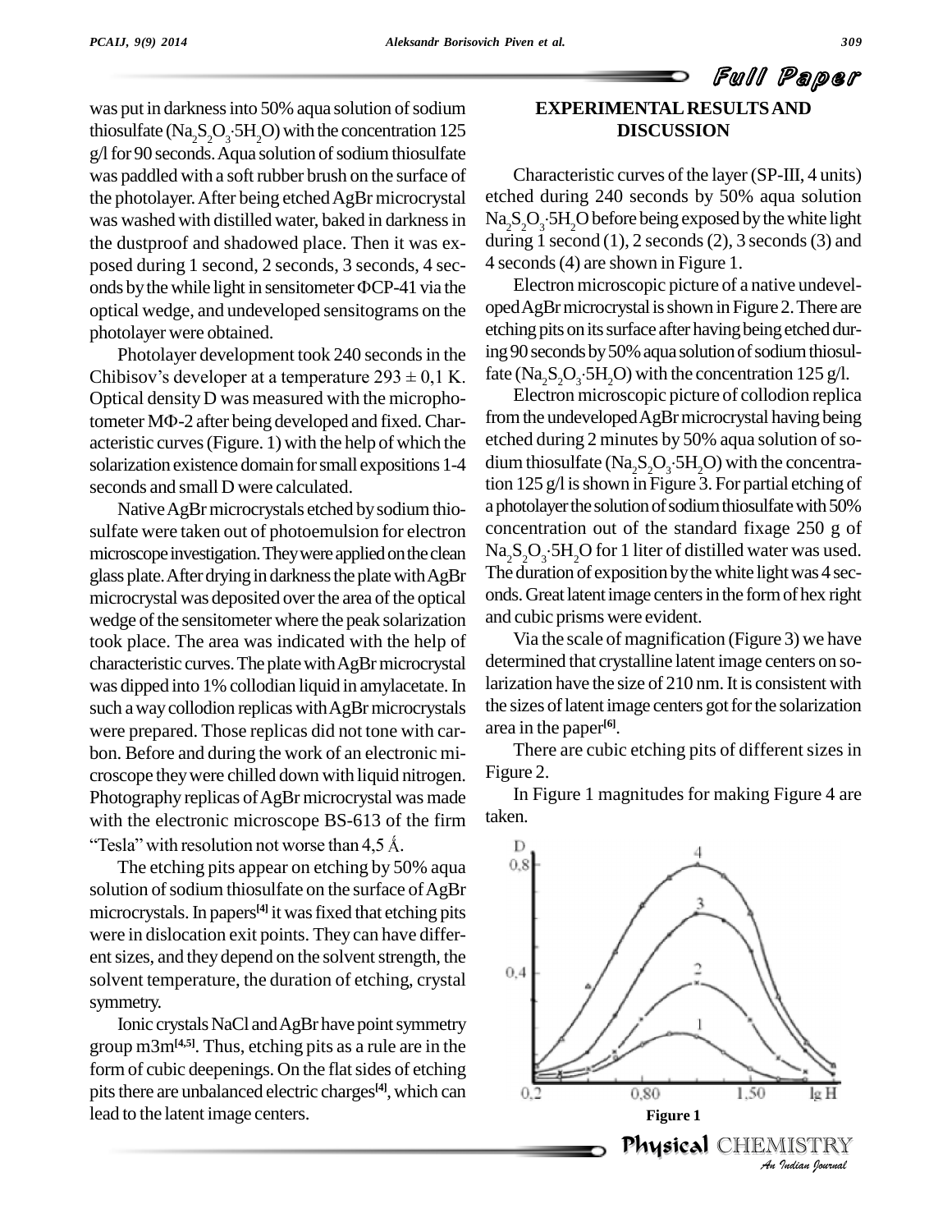was put in darkness into 50% aqua solution of sodium thiosulfate ($Na_2S_2O_3{\cdot}5H_2O$) with the concentration 125 g/l for 90 seconds. Aqua solution of sodium thiosulfate was paddled with a soft rubber brush on the surface of the photolayer. After being etched AgBr microcrystal was washed with distilled water, baked in darkness in the dustproof and shadowed place. Then it was exposed during 1 second, 2 seconds, 3 seconds, 4 seconds by the while light in sensitometer ФСР-41 via the optical wedge, and undeveloped sensitograms on the photolayer were obtained.

Photolayer development took 240 seconds in the Chibisov's developer at a temperature 293 ± 0,1 K. Optical density D was measured with the microphotometer МФ-2 after being developed and fixed. Characteristic curves (Figure. 1) with the help of which the solarization existence domain for small expositions 1-4 seconds and small D were calculated.

Native AgBr microcrystals etched by sodium thiosulfate were taken out of photoemulsion for electron microscope investigation. They were applied on the clean glass plate. After drying in darkness the plate with AgBr microcrystal was deposited over the area of the optical wedge of the sensitometer where the peak solarization took place. The area was indicated with the help of characteristic curves. The plate with AgBr microcrystal was dipped into 1% collodian liquid in amylacetate. In such a way collodion replicas with AgBr microcrystals were prepared. Those replicas did not tone with carbon. Before and during the work of an electronic microscope they were chilled down with liquid nitrogen. Photography replicas of AgBr microcrystal was made with the electronic microscope BS-613 of the firm "Tesla" with resolution not worse than 4,5 Ǻ.

The etching pits appear on etching by 50% aqua solution of sodium thiosulfate on the surface of AgBr microcrystals. In papers[4] it was fixed that etching pits were in dislocation exit points. They can have different sizes, and they depend on the solvent strength, the solvent temperature, the duration of etching, crystal symmetry.

Ionic crystals NaCl and AgBr have point symmetry group m3m[4,5]. Thus, etching pits as a rule are in the form of cubic deepenings. On the flat sides of etching pits there are unbalanced electric charges[4], which can lead to the latent image centers.

## EXPERIMENTAL RESULTS AND DISCUSSION

Characteristic curves of the layer (SP-III, 4 units) etched during 240 seconds by 50% aqua solution $Na_2S_2O_3{\cdot}5H_2O$ before being exposed by the white light during 1 second (1), 2 seconds (2), 3 seconds (3) and 4 seconds (4) are shown in Figure 1.

Electron microscopic picture of a native undeveloped AgBr microcrystal is shown in Figure 2. There are etching pits on its surface after having being etched during 90 seconds by 50% aqua solution of sodium thiosulfate ($Na_2S_2O_3{\cdot}5H_2O$) with the concentration 125 g/l.

Electron microscopic picture of collodion replica from the undeveloped AgBr microcrystal having being etched during 2 minutes by 50% aqua solution of sodium thiosulfate ($Na_2S_2O_3{\cdot}5H_2O$) with the concentration 125 g/l is shown in Figure 3. For partial etching of a photolayer the solution of sodium thiosulfate with 50% concentration out of the standard fixage 250 g of $Na_2S_2O_3{\cdot}5H_2O$ for 1 liter of distilled water was used. The duration of exposition by the white light was 4 seconds. Great latent image centers in the form of hex right and cubic prisms were evident.

Via the scale of magnification (Figure 3) we have determined that crystalline latent image centers on solarization have the size of 210 nm. It is consistent with the sizes of latent image centers got for the solarization area in the paper[6].

There are cubic etching pits of different sizes in Figure 2.

In Figure 1 magnitudes for making Figure 4 are taken.

Figure 1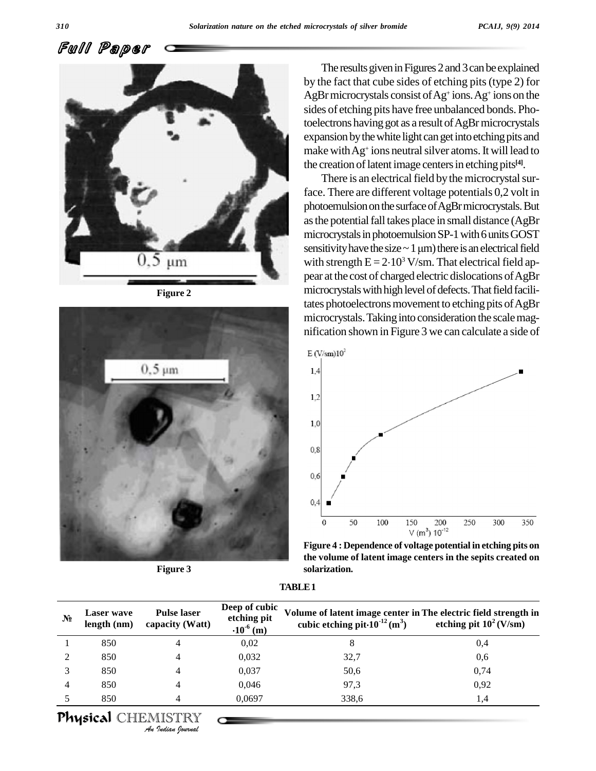Figure 2

Figure 3

The results given in Figures 2 and 3 can be explained by the fact that cube sides of etching pits (type 2) for AgBr microcrystals consist of $Ag^+$ ions. $Ag^+$ ions on the sides of etching pits have free unbalanced bonds. Photoelectrons having got as a result of AgBr microcrystals expansion by the white light can get into etching pits and make with $Ag^+$ ions neutral silver atoms. It will lead to the creation of latent image centers in etching pits[4].

There is an electrical field by the microcrystal surface. There are different voltage potentials 0,2 volt in photoemulsion on the surface of AgBr microcrystals. But as the potential fall takes place in small distance (AgBr microcrystals in photoemulsion SP-1 with 6 units GOST sensitivity have the size ~ 1 μm) there is an electrical field with strength $E = 2 \cdot 10^3$ V/sm. That electrical field appear at the cost of charged electric dislocations of AgBr microcrystals with high level of defects. That field facilitates photoelectrons movement to etching pits of AgBr microcrystals. Taking into consideration the scale magnification shown in Figure 3 we can calculate a side of

**Figure 4 : Dependence of voltage potential in etching pits on the volume of latent image centers in the sepits created on solarization.**

**TABLE 1**

| № | Laser wave length (nm) | Pulse laser capacity (Watt) | Deep of cubic etching pit $\cdot 10^{-6}$ (m) | Volume of latent image center in cubic etching pit$\cdot 10^{-12}$ ($m^3$) | The electric field strength in etching pit $10^2$ (V/sm) |
|---|---|---|---|---|---|
| 1 | 850 | 4 | 0,02 | 8 | 0,4 |
| 2 | 850 | 4 | 0,032 | 32,7 | 0,6 |
| 3 | 850 | 4 | 0,037 | 50,6 | 0,74 |
| 4 | 850 | 4 | 0,046 | 97,3 | 0,92 |
| 5 | 850 | 4 | 0,0697 | 338,6 | 1,4 |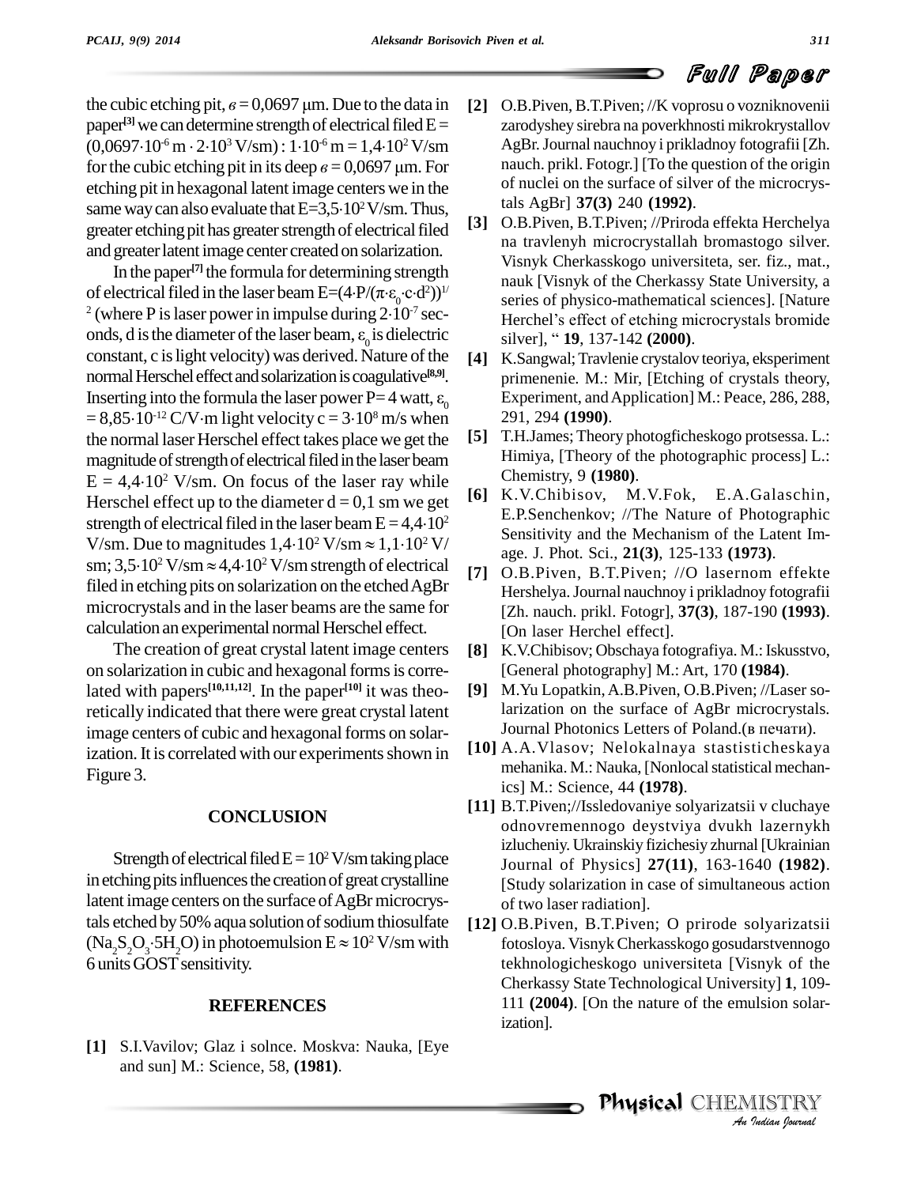the cubic etching pit, $в = 0,0697$ μm. Due to the data in paper[3] we can determine strength of electrical filed $E = (0,0697 \cdot 10^{-6}\ m \cdot 2 \cdot 10^{3}\ V/sm) : 1 \cdot 10^{-6}\ m = 1,4 \cdot 10^{2}\ V/sm$ for the cubic etching pit in its deep $в = 0,0697$ μm. For etching pit in hexagonal latent image centers we in the same way can also evaluate that $E = 3,5 \cdot 10^{2}\ V/sm$. Thus, greater etching pit has greater strength of electrical filed and greater latent image center created on solarization.

In the paper[7] the formula for determining strength of electrical filed in the laser beam $E = (4 \cdot P/(\pi \cdot \varepsilon_0 \cdot c \cdot d^2))^{1/2}$ (where P is laser power in impulse during $2 \cdot 10^{-7}$ seconds, d is the diameter of the laser beam, $\varepsilon_0$ is dielectric constant, c is light velocity) was derived. Nature of the normal Herschel effect and solarization is coagulative[8,9]. Inserting into the formula the laser power P = 4 watt, $\varepsilon_0 = 8,85 \cdot 10^{-12}$ C/V·m light velocity $c = 3 \cdot 10^{8}$ m/s when the normal laser Herschel effect takes place we get the magnitude of strength of electrical filed in the laser beam $E = 4,4 \cdot 10^{2}$ V/sm. On focus of the laser ray while Herschel effect up to the diameter d = 0,1 sm we get strength of electrical filed in the laser beam $E = 4,4 \cdot 10^{2}$ V/sm. Due to magnitudes $1,4 \cdot 10^{2}\ V/sm \approx 1,1 \cdot 10^{2}\ V/sm$; $3,5 \cdot 10^{2}\ V/sm \approx 4,4 \cdot 10^{2}\ V/sm$ strength of electrical filed in etching pits on solarization on the etched AgBr microcrystals and in the laser beams are the same for calculation an experimental normal Herschel effect.

The creation of great crystal latent image centers on solarization in cubic and hexagonal forms is correlated with papers[10,11,12]. In the paper[10] it was theoretically indicated that there were great crystal latent image centers of cubic and hexagonal forms on solarization. It is correlated with our experiments shown in Figure 3.

## CONCLUSION

Strength of electrical filed $E = 10^{2}$ V/sm taking place in etching pits influences the creation of great crystalline latent image centers on the surface of AgBr microcrystals etched by 50% aqua solution of sodium thiosulfate ($Na_2S_2O_3 \cdot 5H_2O$) in photoemulsion $E \approx 10^{2}$ V/sm with 6 units GOST sensitivity.

## REFERENCES

**[1]** S.I.Vavilov; Glaz i solnce. Moskva: Nauka, [Eye and sun] M.: Science, 58, **(1981)**.

**[2]** O.B.Piven, B.T.Piven; //K voprosu o vozniknovenii zarodyshey sirebra na poverkhnosti mikrokrystallov AgBr. Journal nauchnoy i prikladnoy fotografii [Zh. nauch. prikl. Fotogr.] [To the question of the origin of nuclei on the surface of silver of the microcrystals AgBr] **37(3)** 240 **(1992)**.

**[3]** O.B.Piven, B.T.Piven; //Priroda effekta Herchelya na travlenyh microcrystallah bromastogo silver. Visnyk Cherkasskogo universiteta, ser. fiz., mat., nauk [Visnyk of the Cherkassy State University, a series of physico-mathematical sciences]. [Nature Herchel's effect of etching microcrystals bromide silver], " **19**, 137-142 **(2000)**.

**[4]** K.Sangwal; Travlenie crystalov teoriya, eksperiment primenenie. M.: Mir, [Etching of crystals theory, Experiment, and Application] M.: Peace, 286, 288, 291, 294 **(1990)**.

**[5]** T.H.James; Theory photogficheskogo protsessa. L.: Himiya, [Theory of the photographic process] L.: Chemistry, 9 **(1980)**.

**[6]** K.V.Chibisov, M.V.Fok, E.A.Galaschin, E.P.Senchenkov; //The Nature of Photographic Sensitivity and the Mechanism of the Latent Image. J. Phot. Sci., **21(3)**, 125-133 **(1973)**.

**[7]** O.B.Piven, B.T.Piven; //O lasernom effekte Hershelya. Journal nauchnoy i prikladnoy fotografii [Zh. nauch. prikl. Fotogr], **37(3)**, 187-190 **(1993)**. [On laser Herchel effect].

**[8]** K.V.Chibisov; Obschaya fotografiya. M.: Iskusstvo, [General photography] M.: Art, 170 **(1984)**.

**[9]** M.Yu Lopatkin, A.B.Piven, O.B.Piven; //Laser solarization on the surface of AgBr microcrystals. Journal Photonics Letters of Poland.(в печати).

**[10]** A.A.Vlasov; Nelokalnaya stastisticheskaya mehanika. M.: Nauka, [Nonlocal statistical mechanics] M.: Science, 44 **(1978)**.

**[11]** B.T.Piven;//Issledovaniye solyarizatsii v cluchaye odnovremennogo deystviya dvukh lazernykh izlucheniy. Ukrainskiy fizichesiy zhurnal [Ukrainian Journal of Physics] **27(11)**, 163-1640 **(1982)**. [Study solarization in case of simultaneous action of two laser radiation].

**[12]** O.B.Piven, B.T.Piven; O prirode solyarizatsii fotosloya. Visnyk Cherkasskogo gosudarstvennogo tekhnologicheskogo universiteta [Visnyk of the Cherkassy State Technological University] **1**, 109-111 **(2004)**. [On the nature of the emulsion solarization].